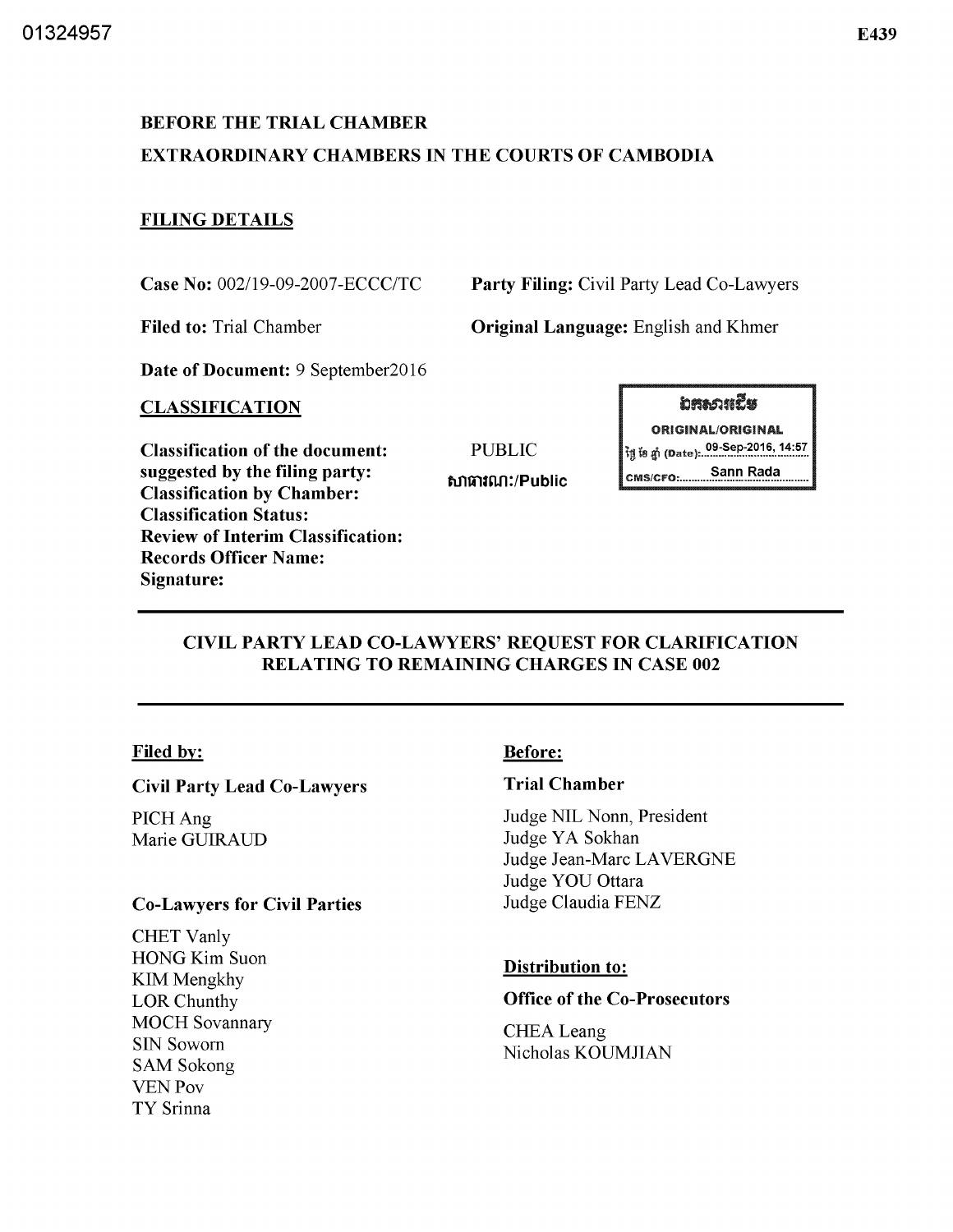01324957

E439

**BEFORE THE TRIAL CHAMBER**

**EXTRAORDINARY CHAMBERS IN THE COURTS OF CAMBODIA**

**FILING DETAILS**

**Case No:** 002/19-09-2007-ECCC/TC **Party Filing:** Civil Party Lead Co-Lawyers

**Filed to:** Trial Chamber **Original Language:** English and Khmer

**Date of Document:** 9 September2016

**CLASSIFICATION**

**Classification of the document:**
**suggested by the filing party:** PUBLIC
**Classification by Chamber:** សាធារណៈ/Public
**Classification Status:**
**Review of Interim Classification:**
**Records Officer Name:**
**Signature:**

ឯកសារដើម
ORIGINAL/ORIGINAL
ថ្ងៃ ខែ ឆ្នាំ (Date): 09-Sep-2016, 14:57
CMS/CFO: Sann Rada

---

**CIVIL PARTY LEAD CO-LAWYERS' REQUEST FOR CLARIFICATION RELATING TO REMAINING CHARGES IN CASE 002**

---

**Filed by:**

**Civil Party Lead Co-Lawyers**

PICH Ang
Marie GUIRAUD

**Co-Lawyers for Civil Parties**

CHET Vanly
HONG Kim Suon
KIM Mengkhy
LOR Chunthy
MOCH Sovannary
SIN Soworn
SAM Sokong
VEN Pov
TY Srinna

**Before:**

**Trial Chamber**

Judge NIL Nonn, President
Judge YA Sokhan
Judge Jean-Marc LAVERGNE
Judge YOU Ottara
Judge Claudia FENZ

**Distribution to:**

**Office of the Co-Prosecutors**

CHEA Leang
Nicholas KOUMJIAN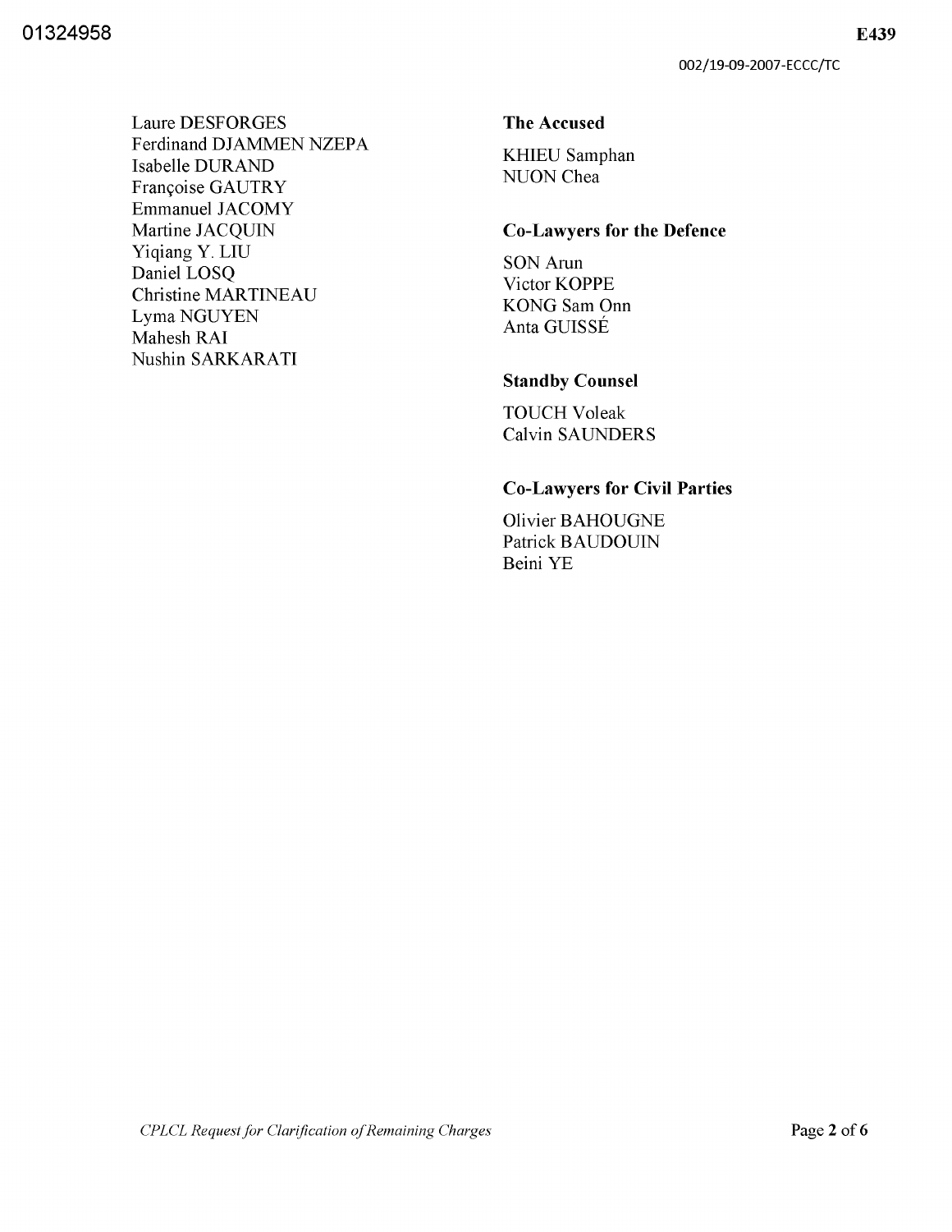Laure DESFORGES
Ferdinand DJAMMEN NZEPA
Isabelle DURAND
Françoise GAUTRY
Emmanuel JACOMY
Martine JACQUIN
Yiqiang Y. LIU
Daniel LOSQ
Christine MARTINEAU
Lyma NGUYEN
Mahesh RAI
Nushin SARKARATI

**The Accused**

KHIEU Samphan
NUON Chea

**Co-Lawyers for the Defence**

SON Arun
Victor KOPPE
KONG Sam Onn
Anta GUISSÉ

**Standby Counsel**

TOUCH Voleak
Calvin SAUNDERS

**Co-Lawyers for Civil Parties**

Olivier BAHOUGNE
Patrick BAUDOUIN
Beini YE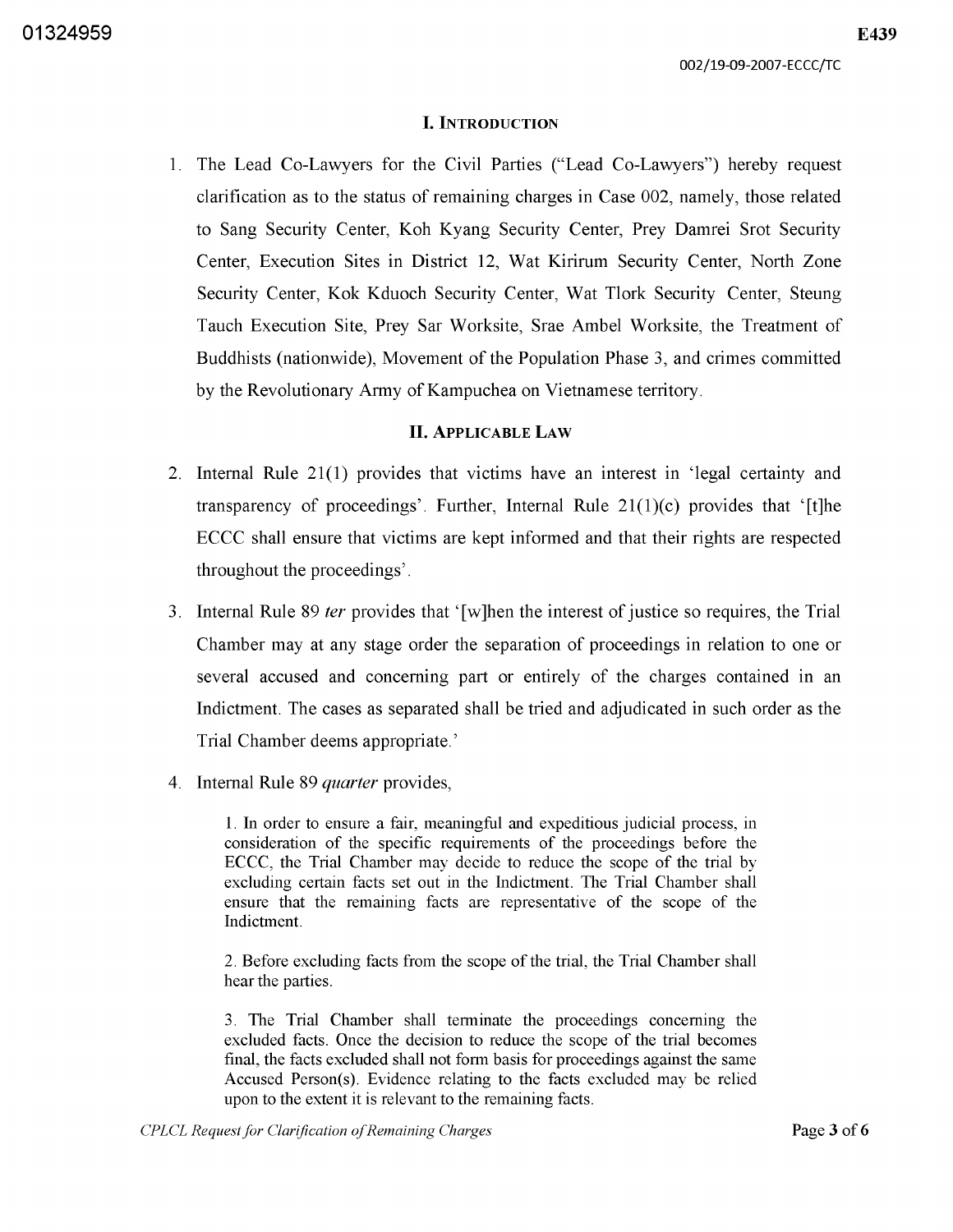## I. Introduction

1. The Lead Co-Lawyers for the Civil Parties ("Lead Co-Lawyers") hereby request clarification as to the status of remaining charges in Case 002, namely, those related to Sang Security Center, Koh Kyang Security Center, Prey Damrei Srot Security Center, Execution Sites in District 12, Wat Kirirum Security Center, North Zone Security Center, Kok Kduoch Security Center, Wat Tlork Security Center, Steung Tauch Execution Site, Prey Sar Worksite, Srae Ambel Worksite, the Treatment of Buddhists (nationwide), Movement of the Population Phase 3, and crimes committed by the Revolutionary Army of Kampuchea on Vietnamese territory.

## II. Applicable Law

2. Internal Rule 21(1) provides that victims have an interest in 'legal certainty and transparency of proceedings'. Further, Internal Rule 21(1)(c) provides that '[t]he ECCC shall ensure that victims are kept informed and that their rights are respected throughout the proceedings'.

3. Internal Rule 89 *ter* provides that '[w]hen the interest of justice so requires, the Trial Chamber may at any stage order the separation of proceedings in relation to one or several accused and concerning part or entirely of the charges contained in an Indictment. The cases as separated shall be tried and adjudicated in such order as the Trial Chamber deems appropriate.'

4. Internal Rule 89 *quarter* provides,

> 1. In order to ensure a fair, meaningful and expeditious judicial process, in consideration of the specific requirements of the proceedings before the ECCC, the Trial Chamber may decide to reduce the scope of the trial by excluding certain facts set out in the Indictment. The Trial Chamber shall ensure that the remaining facts are representative of the scope of the Indictment.
>
> 2. Before excluding facts from the scope of the trial, the Trial Chamber shall hear the parties.
>
> 3. The Trial Chamber shall terminate the proceedings concerning the excluded facts. Once the decision to reduce the scope of the trial becomes final, the facts excluded shall not form basis for proceedings against the same Accused Person(s). Evidence relating to the facts excluded may be relied upon to the extent it is relevant to the remaining facts.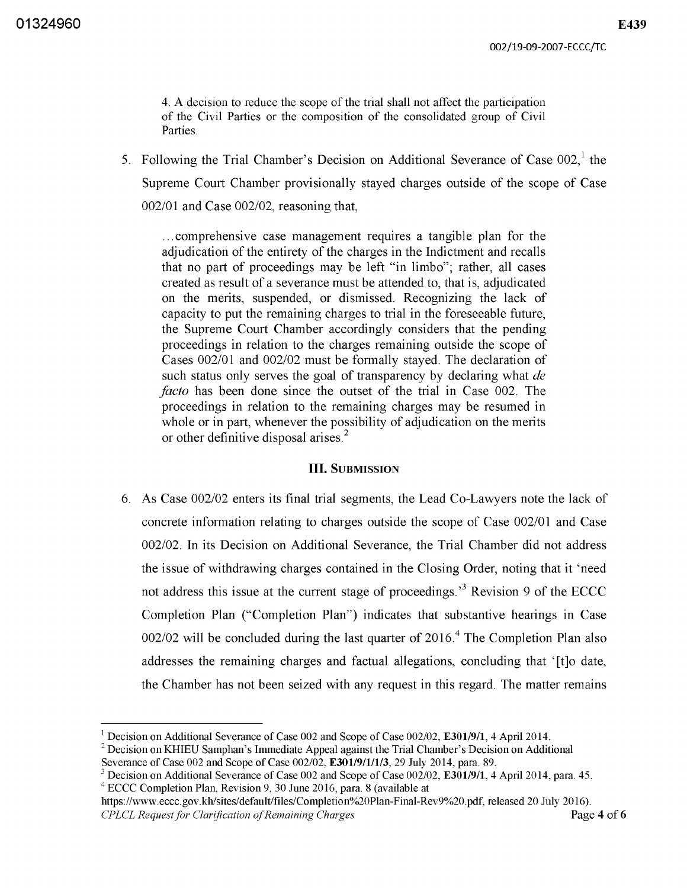4. A decision to reduce the scope of the trial shall not affect the participation of the Civil Parties or the composition of the consolidated group of Civil Parties.

5. Following the Trial Chamber's Decision on Additional Severance of Case 002,[1] the Supreme Court Chamber provisionally stayed charges outside of the scope of Case 002/01 and Case 002/02, reasoning that,

> ...comprehensive case management requires a tangible plan for the adjudication of the entirety of the charges in the Indictment and recalls that no part of proceedings may be left "in limbo"; rather, all cases created as result of a severance must be attended to, that is, adjudicated on the merits, suspended, or dismissed. Recognizing the lack of capacity to put the remaining charges to trial in the foreseeable future, the Supreme Court Chamber accordingly considers that the pending proceedings in relation to the charges remaining outside the scope of Cases 002/01 and 002/02 must be formally stayed. The declaration of such status only serves the goal of transparency by declaring what *de facto* has been done since the outset of the trial in Case 002. The proceedings in relation to the remaining charges may be resumed in whole or in part, whenever the possibility of adjudication on the merits or other definitive disposal arises.[2]

### III. Submission

6. As Case 002/02 enters its final trial segments, the Lead Co-Lawyers note the lack of concrete information relating to charges outside the scope of Case 002/01 and Case 002/02. In its Decision on Additional Severance, the Trial Chamber did not address the issue of withdrawing charges contained in the Closing Order, noting that it 'need not address this issue at the current stage of proceedings.'[3] Revision 9 of the ECCC Completion Plan ("Completion Plan") indicates that substantive hearings in Case 002/02 will be concluded during the last quarter of 2016.[4] The Completion Plan also addresses the remaining charges and factual allegations, concluding that '[t]o date, the Chamber has not been seized with any request in this regard. The matter remains

---

[1] Decision on Additional Severance of Case 002 and Scope of Case 002/02, **E301/9/1**, 4 April 2014.

[2] Decision on KHIEU Samphan's Immediate Appeal against the Trial Chamber's Decision on Additional Severance of Case 002 and Scope of Case 002/02, **E301/9/1/1/3**, 29 July 2014, para. 89.

[3] Decision on Additional Severance of Case 002 and Scope of Case 002/02, **E301/9/1**, 4 April 2014, para. 45.

[4] ECCC Completion Plan, Revision 9, 30 June 2016, para. 8 (available at https://www.eccc.gov.kh/sites/default/files/Completion%20Plan-Final-Rev9%20.pdf, released 20 July 2016).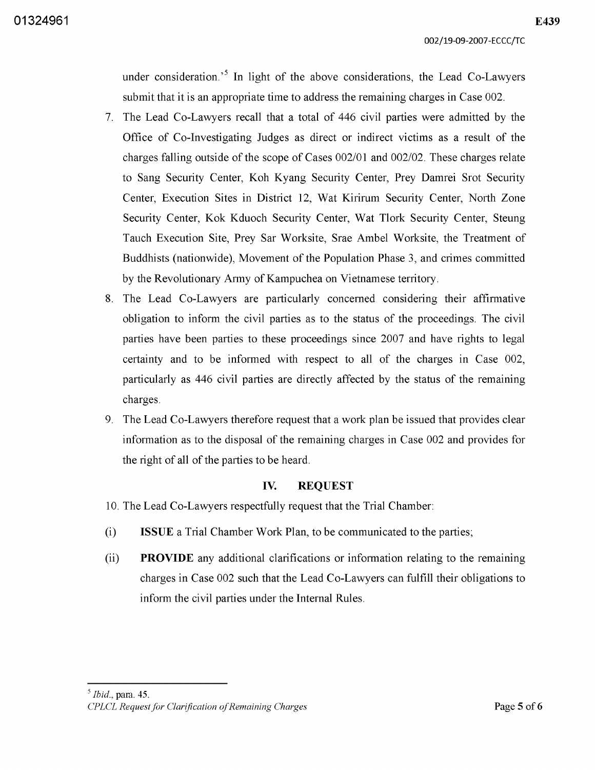under consideration.'[5] In light of the above considerations, the Lead Co-Lawyers submit that it is an appropriate time to address the remaining charges in Case 002.

7. The Lead Co-Lawyers recall that a total of 446 civil parties were admitted by the Office of Co-Investigating Judges as direct or indirect victims as a result of the charges falling outside of the scope of Cases 002/01 and 002/02. These charges relate to Sang Security Center, Koh Kyang Security Center, Prey Damrei Srot Security Center, Execution Sites in District 12, Wat Kirirum Security Center, North Zone Security Center, Kok Kduoch Security Center, Wat Tlork Security Center, Steung Tauch Execution Site, Prey Sar Worksite, Srae Ambel Worksite, the Treatment of Buddhists (nationwide), Movement of the Population Phase 3, and crimes committed by the Revolutionary Army of Kampuchea on Vietnamese territory.

8. The Lead Co-Lawyers are particularly concerned considering their affirmative obligation to inform the civil parties as to the status of the proceedings. The civil parties have been parties to these proceedings since 2007 and have rights to legal certainty and to be informed with respect to all of the charges in Case 002, particularly as 446 civil parties are directly affected by the status of the remaining charges.

9. The Lead Co-Lawyers therefore request that a work plan be issued that provides clear information as to the disposal of the remaining charges in Case 002 and provides for the right of all of the parties to be heard.

## IV. REQUEST

10. The Lead Co-Lawyers respectfully request that the Trial Chamber:

(i) **ISSUE** a Trial Chamber Work Plan, to be communicated to the parties;

(ii) **PROVIDE** any additional clarifications or information relating to the remaining charges in Case 002 such that the Lead Co-Lawyers can fulfill their obligations to inform the civil parties under the Internal Rules.

---

[5] *Ibid.*, para. 45.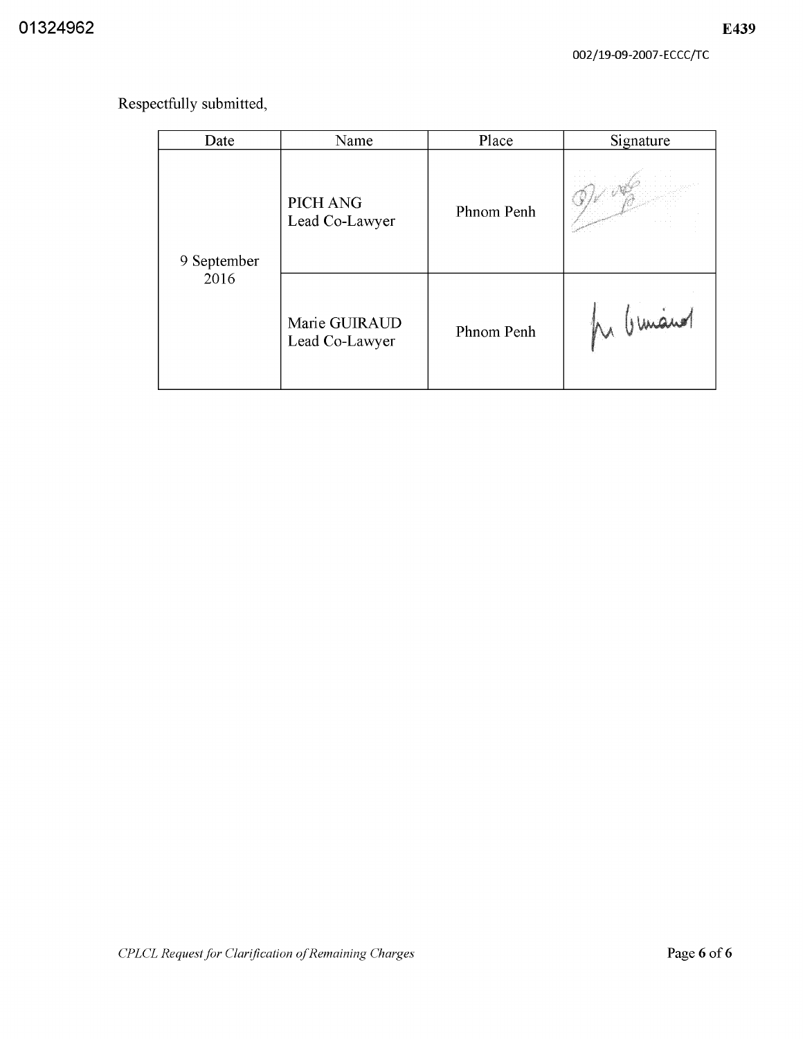Respectfully submitted,

| Date | Name | Place | Signature |
|---|---|---|---|
| 9 September 2016 | PICH ANG<br>Lead Co-Lawyer | Phnom Penh | |
| | Marie GUIRAUD<br>Lead Co-Lawyer | Phnom Penh | |